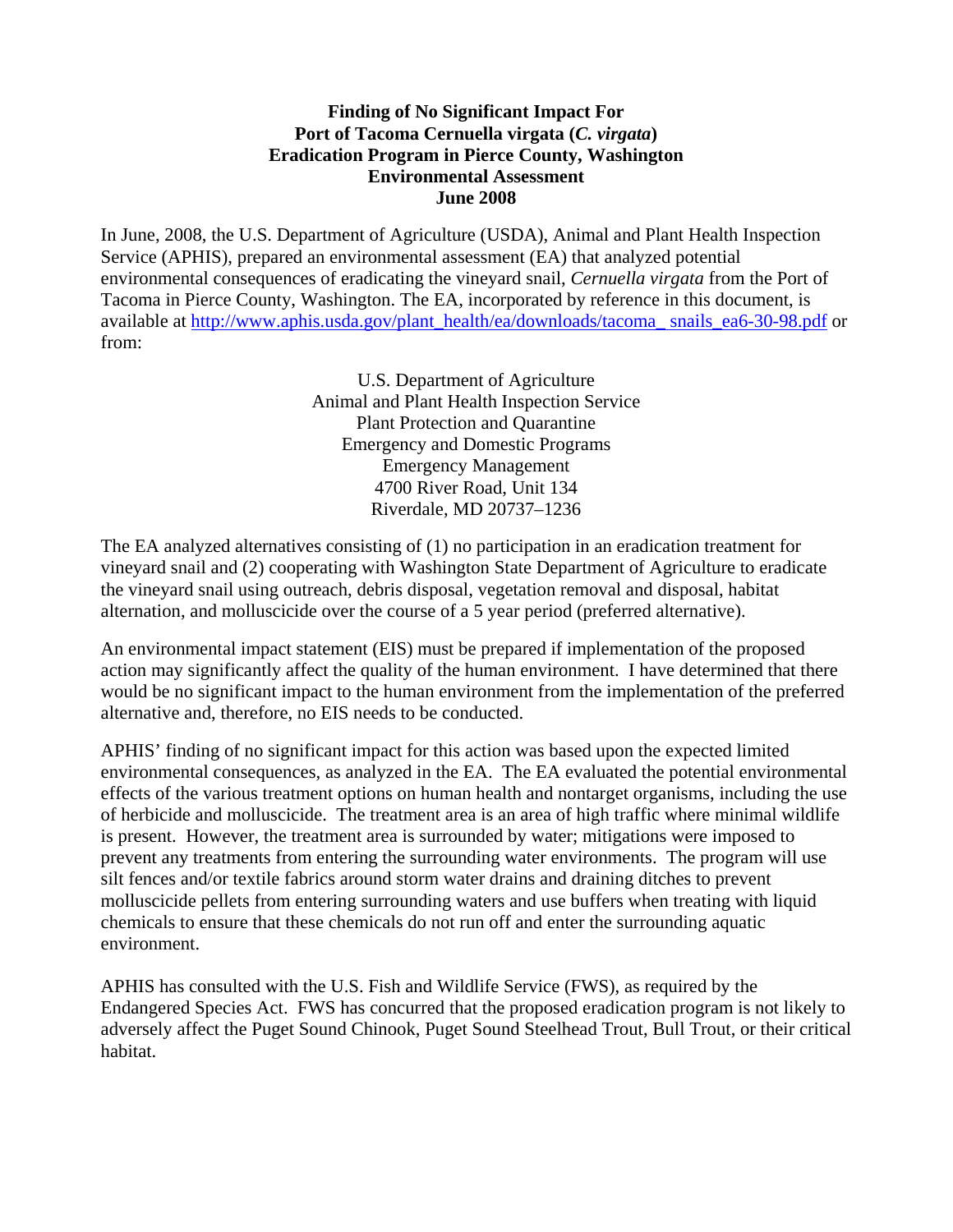# Finding of No Significant Impact For Port of Tacoma Cernuella virgata (*C. virgata*) Eradication Program in Pierce County, Washington Environmental Assessment June 2008

In June, 2008, the U.S. Department of Agriculture (USDA), Animal and Plant Health Inspection Service (APHIS), prepared an environmental assessment (EA) that analyzed potential environmental consequences of eradicating the vineyard snail, *Cernuella virgata* from the Port of Tacoma in Pierce County, Washington. The EA, incorporated by reference in this document, is available at http://www.aphis.usda.gov/plant_health/ea/downloads/tacoma_ snails_ea6-30-98.pdf or from:

U.S. Department of Agriculture
Animal and Plant Health Inspection Service
Plant Protection and Quarantine
Emergency and Domestic Programs
Emergency Management
4700 River Road, Unit 134
Riverdale, MD 20737–1236

The EA analyzed alternatives consisting of (1) no participation in an eradication treatment for vineyard snail and (2) cooperating with Washington State Department of Agriculture to eradicate the vineyard snail using outreach, debris disposal, vegetation removal and disposal, habitat alternation, and molluscicide over the course of a 5 year period (preferred alternative).

An environmental impact statement (EIS) must be prepared if implementation of the proposed action may significantly affect the quality of the human environment. I have determined that there would be no significant impact to the human environment from the implementation of the preferred alternative and, therefore, no EIS needs to be conducted.

APHIS' finding of no significant impact for this action was based upon the expected limited environmental consequences, as analyzed in the EA. The EA evaluated the potential environmental effects of the various treatment options on human health and nontarget organisms, including the use of herbicide and molluscicide. The treatment area is an area of high traffic where minimal wildlife is present. However, the treatment area is surrounded by water; mitigations were imposed to prevent any treatments from entering the surrounding water environments. The program will use silt fences and/or textile fabrics around storm water drains and draining ditches to prevent molluscicide pellets from entering surrounding waters and use buffers when treating with liquid chemicals to ensure that these chemicals do not run off and enter the surrounding aquatic environment.

APHIS has consulted with the U.S. Fish and Wildlife Service (FWS), as required by the Endangered Species Act. FWS has concurred that the proposed eradication program is not likely to adversely affect the Puget Sound Chinook, Puget Sound Steelhead Trout, Bull Trout, or their critical habitat.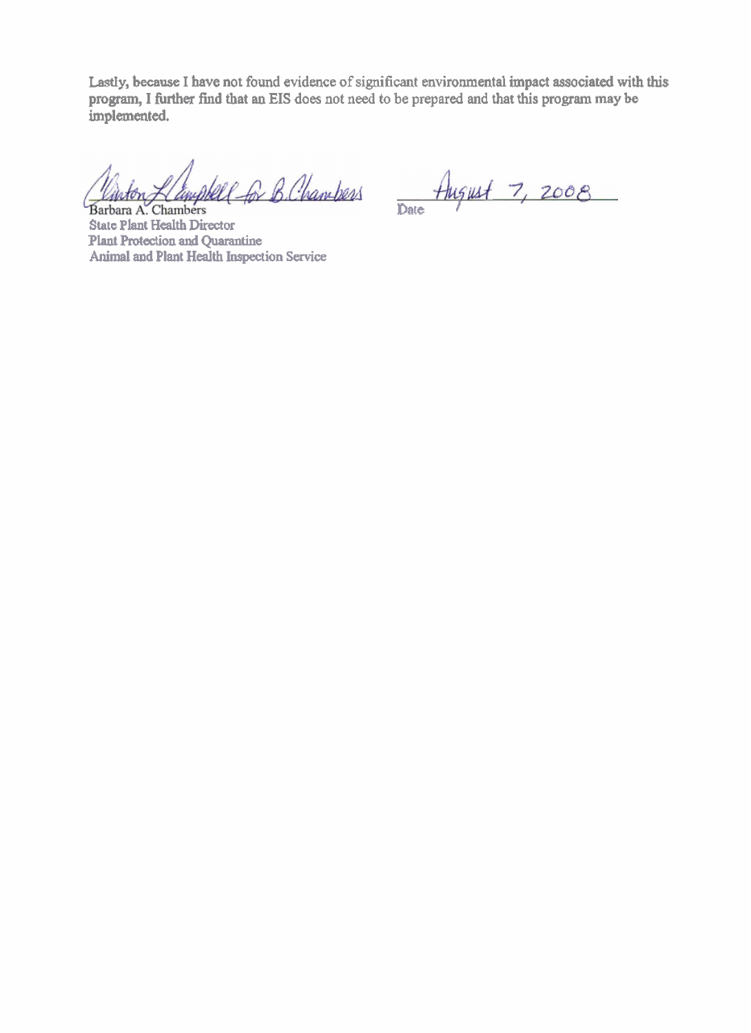Lastly, because I have not found evidence of significant environmental impact associated with this program, I further find that an EIS does not need to be prepared and that this program may be implemented.

Clinton L Campbell for B. Chambers

Barbara A. Chambers
State Plant Health Director
Plant Protection and Quarantine
Animal and Plant Health Inspection Service

August 7, 2008
Date